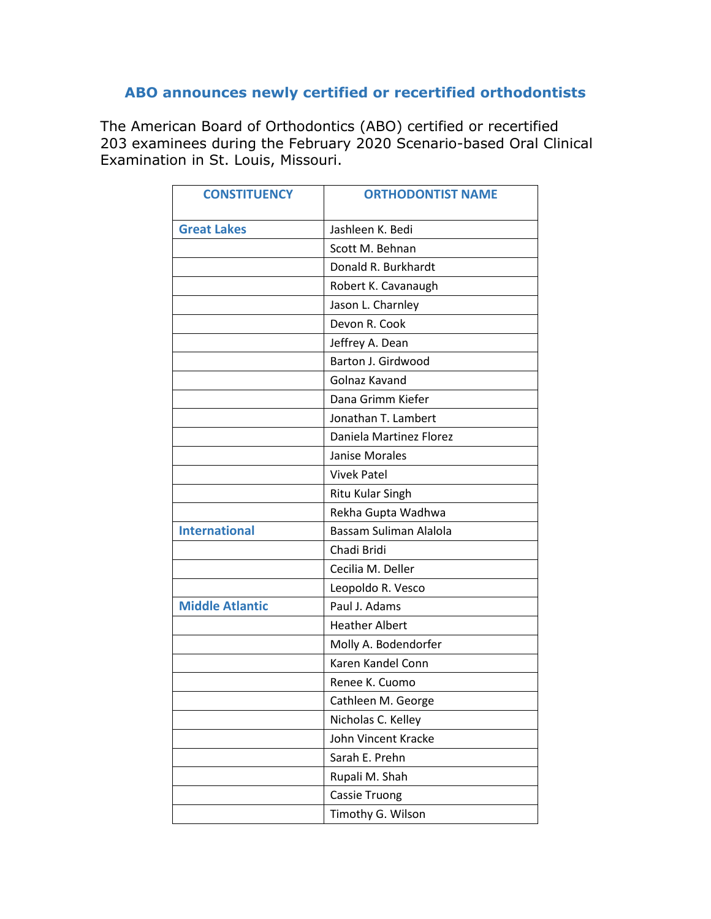# ABO announces newly certified or recertified orthodontists

The American Board of Orthodontics (ABO) certified or recertified 203 examinees during the February 2020 Scenario-based Oral Clinical Examination in St. Louis, Missouri.

| CONSTITUENCY | ORTHODONTIST NAME |
| --- | --- |
| **Great Lakes** | Jashleen K. Bedi |
| | Scott M. Behnan |
| | Donald R. Burkhardt |
| | Robert K. Cavanaugh |
| | Jason L. Charnley |
| | Devon R. Cook |
| | Jeffrey A. Dean |
| | Barton J. Girdwood |
| | Golnaz Kavand |
| | Dana Grimm Kiefer |
| | Jonathan T. Lambert |
| | Daniela Martinez Florez |
| | Janise Morales |
| | Vivek Patel |
| | Ritu Kular Singh |
| | Rekha Gupta Wadhwa |
| **International** | Bassam Suliman Alalola |
| | Chadi Bridi |
| | Cecilia M. Deller |
| | Leopoldo R. Vesco |
| **Middle Atlantic** | Paul J. Adams |
| | Heather Albert |
| | Molly A. Bodendorfer |
| | Karen Kandel Conn |
| | Renee K. Cuomo |
| | Cathleen M. George |
| | Nicholas C. Kelley |
| | John Vincent Kracke |
| | Sarah E. Prehn |
| | Rupali M. Shah |
| | Cassie Truong |
| | Timothy G. Wilson |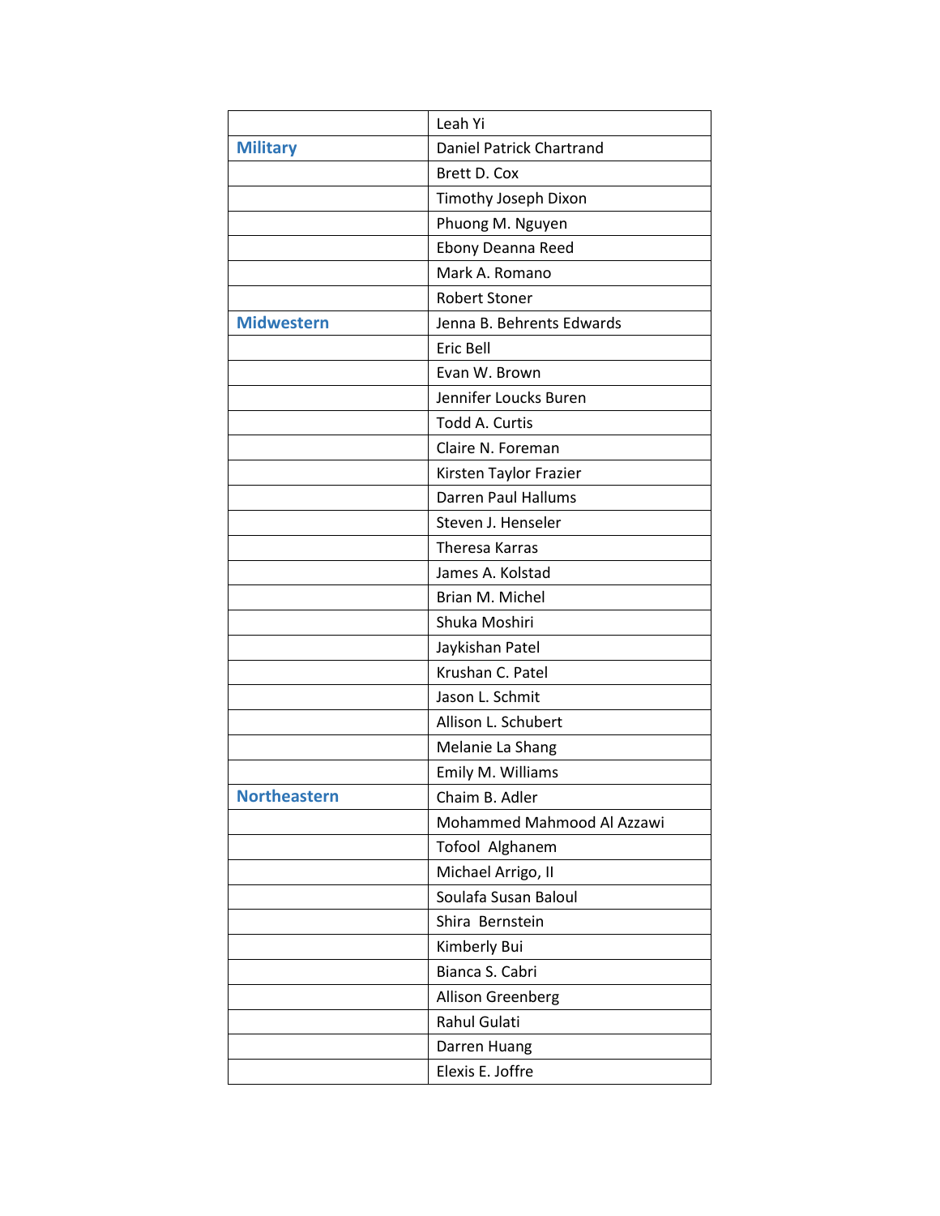| | |
|---|---|
| | Leah Yi |
| **Military** | Daniel Patrick Chartrand |
| | Brett D. Cox |
| | Timothy Joseph Dixon |
| | Phuong M. Nguyen |
| | Ebony Deanna Reed |
| | Mark A. Romano |
| | Robert Stoner |
| **Midwestern** | Jenna B. Behrents Edwards |
| | Eric Bell |
| | Evan W. Brown |
| | Jennifer Loucks Buren |
| | Todd A. Curtis |
| | Claire N. Foreman |
| | Kirsten Taylor Frazier |
| | Darren Paul Hallums |
| | Steven J. Henseler |
| | Theresa Karras |
| | James A. Kolstad |
| | Brian M. Michel |
| | Shuka Moshiri |
| | Jaykishan Patel |
| | Krushan C. Patel |
| | Jason L. Schmit |
| | Allison L. Schubert |
| | Melanie La Shang |
| | Emily M. Williams |
| **Northeastern** | Chaim B. Adler |
| | Mohammed Mahmood Al Azzawi |
| | Tofool Alghanem |
| | Michael Arrigo, II |
| | Soulafa Susan Baloul |
| | Shira Bernstein |
| | Kimberly Bui |
| | Bianca S. Cabri |
| | Allison Greenberg |
| | Rahul Gulati |
| | Darren Huang |
| | Elexis E. Joffre |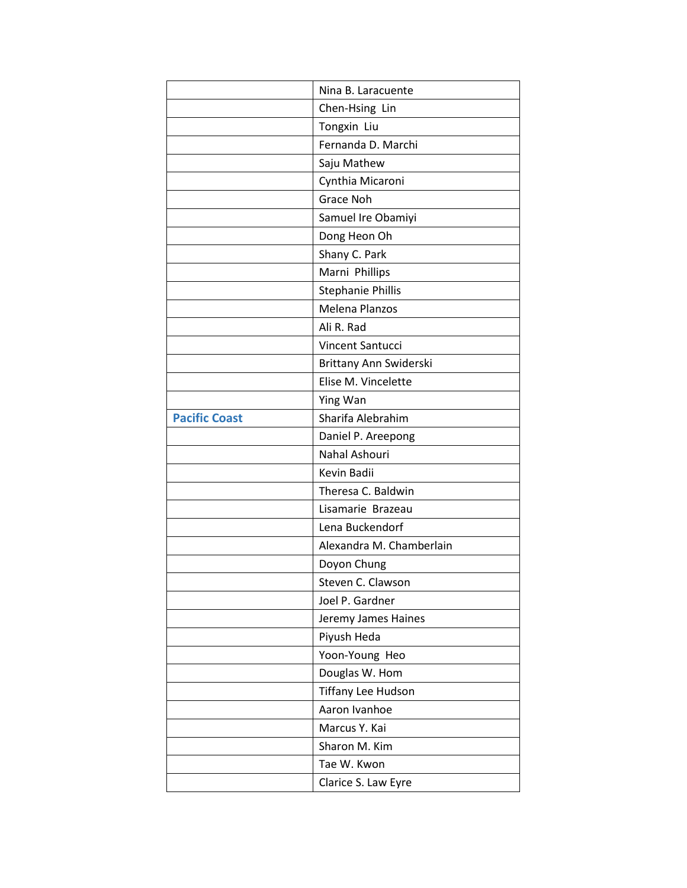| | |
|---|---|
| | Nina B. Laracuente |
| | Chen-Hsing Lin |
| | Tongxin Liu |
| | Fernanda D. Marchi |
| | Saju Mathew |
| | Cynthia Micaroni |
| | Grace Noh |
| | Samuel Ire Obamiyi |
| | Dong Heon Oh |
| | Shany C. Park |
| | Marni Phillips |
| | Stephanie Phillis |
| | Melena Planzos |
| | Ali R. Rad |
| | Vincent Santucci |
| | Brittany Ann Swiderski |
| | Elise M. Vincelette |
| | Ying Wan |
| **Pacific Coast** | Sharifa Alebrahim |
| | Daniel P. Areepong |
| | Nahal Ashouri |
| | Kevin Badii |
| | Theresa C. Baldwin |
| | Lisamarie Brazeau |
| | Lena Buckendorf |
| | Alexandra M. Chamberlain |
| | Doyon Chung |
| | Steven C. Clawson |
| | Joel P. Gardner |
| | Jeremy James Haines |
| | Piyush Heda |
| | Yoon-Young Heo |
| | Douglas W. Hom |
| | Tiffany Lee Hudson |
| | Aaron Ivanhoe |
| | Marcus Y. Kai |
| | Sharon M. Kim |
| | Tae W. Kwon |
| | Clarice S. Law Eyre |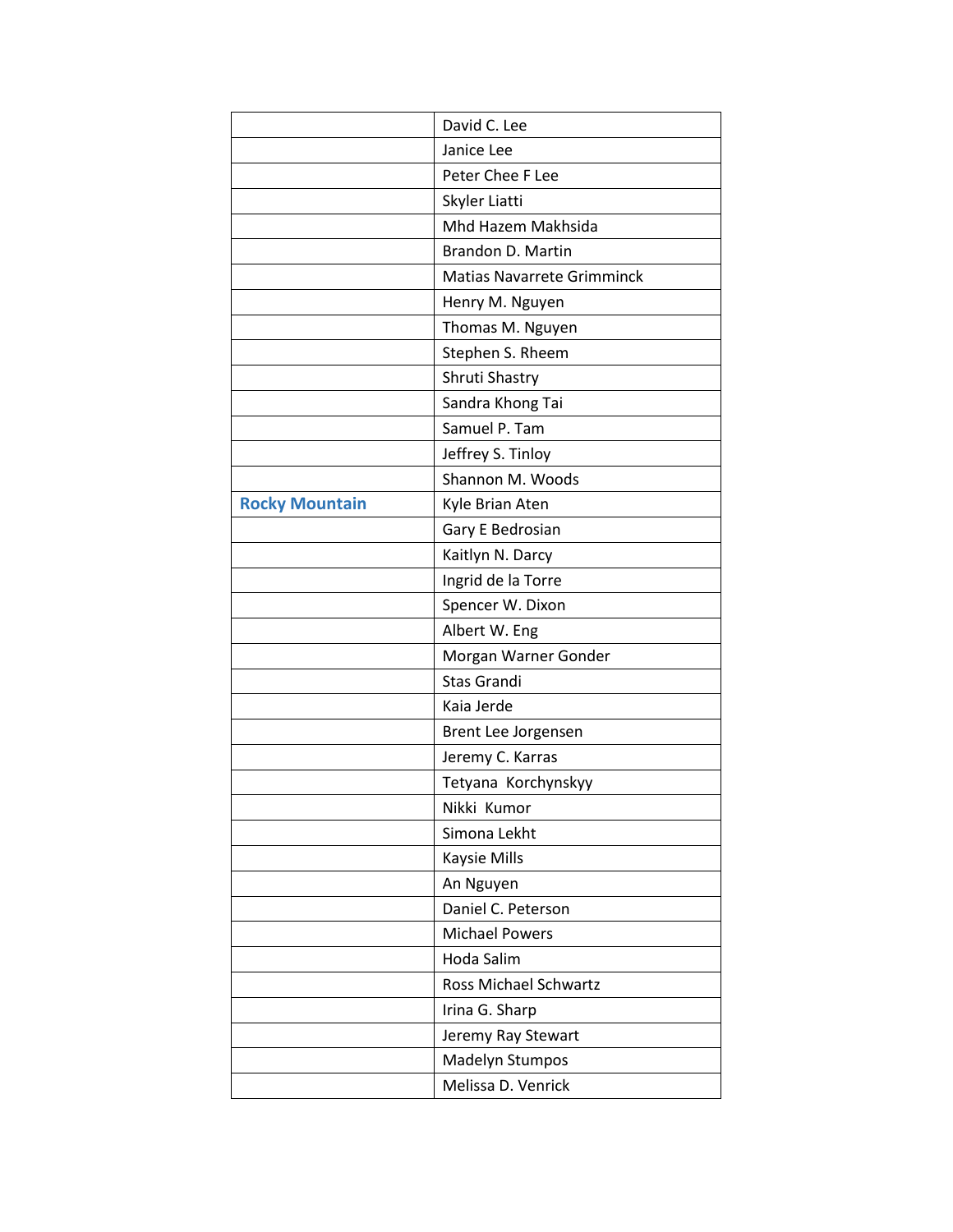| | |
|---|---|
| | David C. Lee |
| | Janice Lee |
| | Peter Chee F Lee |
| | Skyler Liatti |
| | Mhd Hazem Makhsida |
| | Brandon D. Martin |
| | Matias Navarrete Grimminck |
| | Henry M. Nguyen |
| | Thomas M. Nguyen |
| | Stephen S. Rheem |
| | Shruti Shastry |
| | Sandra Khong Tai |
| | Samuel P. Tam |
| | Jeffrey S. Tinloy |
| | Shannon M. Woods |
| **Rocky Mountain** | Kyle Brian Aten |
| | Gary E Bedrosian |
| | Kaitlyn N. Darcy |
| | Ingrid de la Torre |
| | Spencer W. Dixon |
| | Albert W. Eng |
| | Morgan Warner Gonder |
| | Stas Grandi |
| | Kaia Jerde |
| | Brent Lee Jorgensen |
| | Jeremy C. Karras |
| | Tetyana Korchynskyy |
| | Nikki Kumor |
| | Simona Lekht |
| | Kaysie Mills |
| | An Nguyen |
| | Daniel C. Peterson |
| | Michael Powers |
| | Hoda Salim |
| | Ross Michael Schwartz |
| | Irina G. Sharp |
| | Jeremy Ray Stewart |
| | Madelyn Stumpos |
| | Melissa D. Venrick |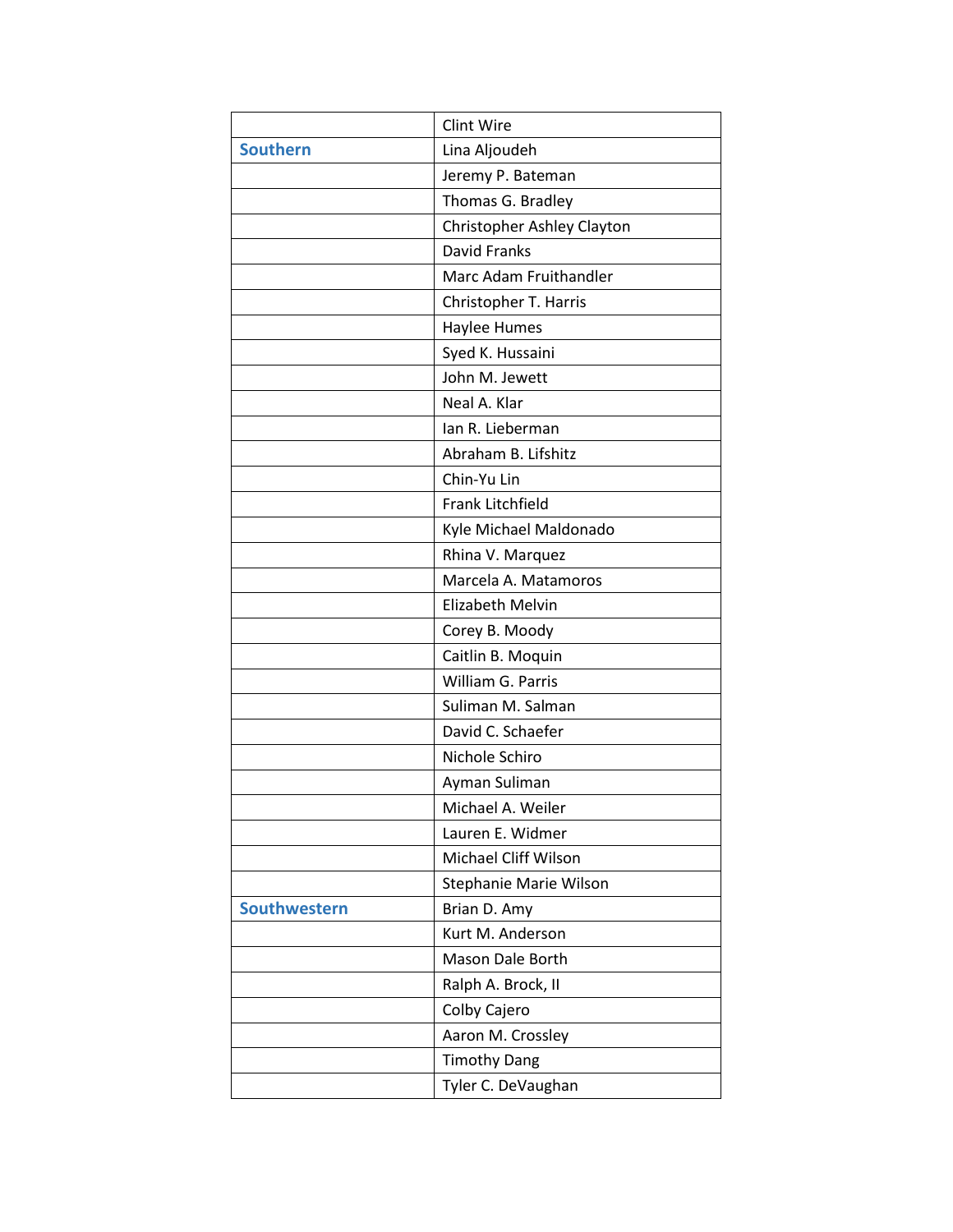| | |
|---|---|
| | Clint Wire |
| **Southern** | Lina Aljoudeh |
| | Jeremy P. Bateman |
| | Thomas G. Bradley |
| | Christopher Ashley Clayton |
| | David Franks |
| | Marc Adam Fruithandler |
| | Christopher T. Harris |
| | Haylee Humes |
| | Syed K. Hussaini |
| | John M. Jewett |
| | Neal A. Klar |
| | Ian R. Lieberman |
| | Abraham B. Lifshitz |
| | Chin-Yu Lin |
| | Frank Litchfield |
| | Kyle Michael Maldonado |
| | Rhina V. Marquez |
| | Marcela A. Matamoros |
| | Elizabeth Melvin |
| | Corey B. Moody |
| | Caitlin B. Moquin |
| | William G. Parris |
| | Suliman M. Salman |
| | David C. Schaefer |
| | Nichole Schiro |
| | Ayman Suliman |
| | Michael A. Weiler |
| | Lauren E. Widmer |
| | Michael Cliff Wilson |
| | Stephanie Marie Wilson |
| **Southwestern** | Brian D. Amy |
| | Kurt M. Anderson |
| | Mason Dale Borth |
| | Ralph A. Brock, II |
| | Colby Cajero |
| | Aaron M. Crossley |
| | Timothy Dang |
| | Tyler C. DeVaughan |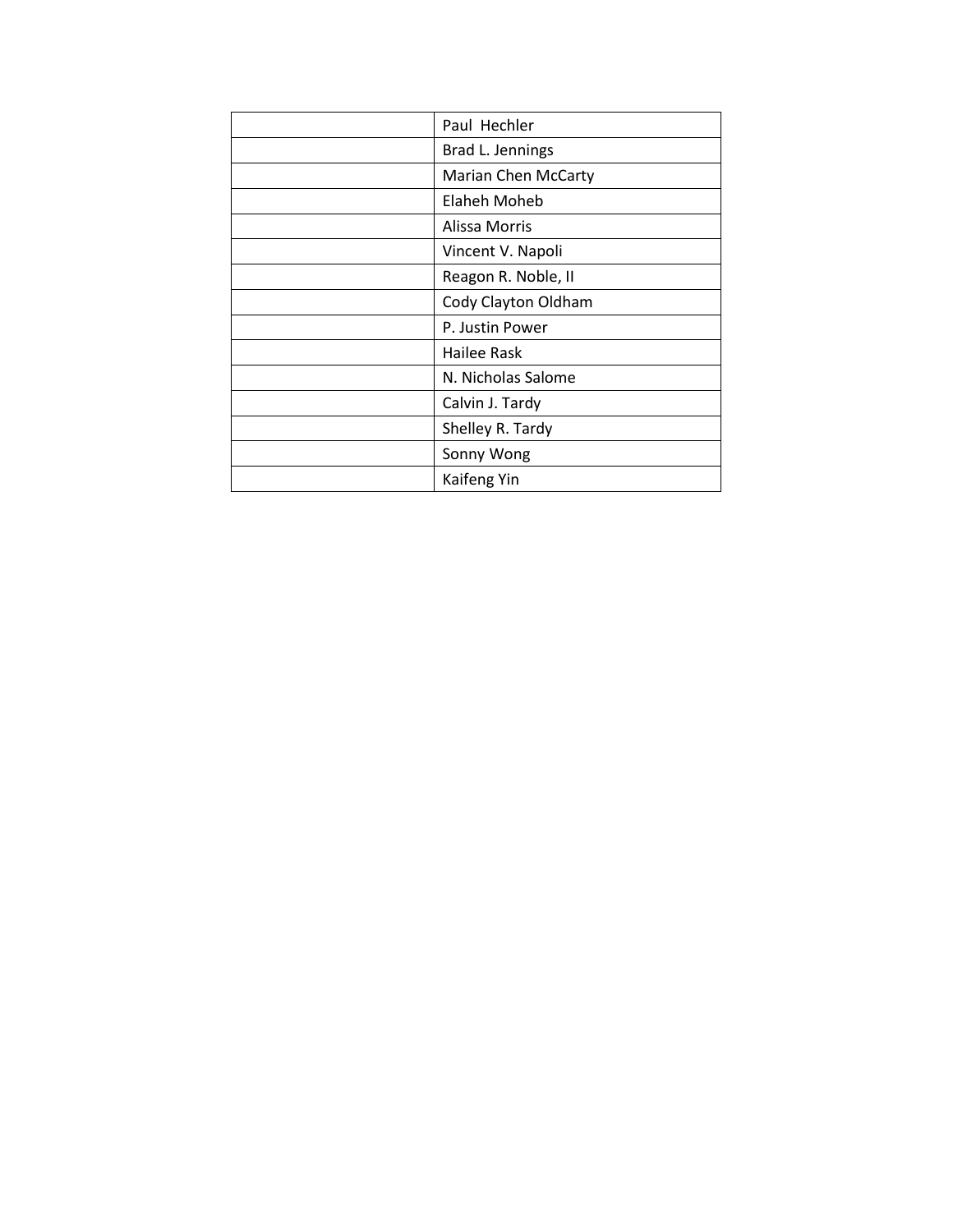| | |
|---|---|
| | Paul  Hechler |
| | Brad L. Jennings |
| | Marian Chen McCarty |
| | Elaheh Moheb |
| | Alissa Morris |
| | Vincent V. Napoli |
| | Reagon R. Noble, II |
| | Cody Clayton Oldham |
| | P. Justin Power |
| | Hailee Rask |
| | N. Nicholas Salome |
| | Calvin J. Tardy |
| | Shelley R. Tardy |
| | Sonny Wong |
| | Kaifeng Yin |